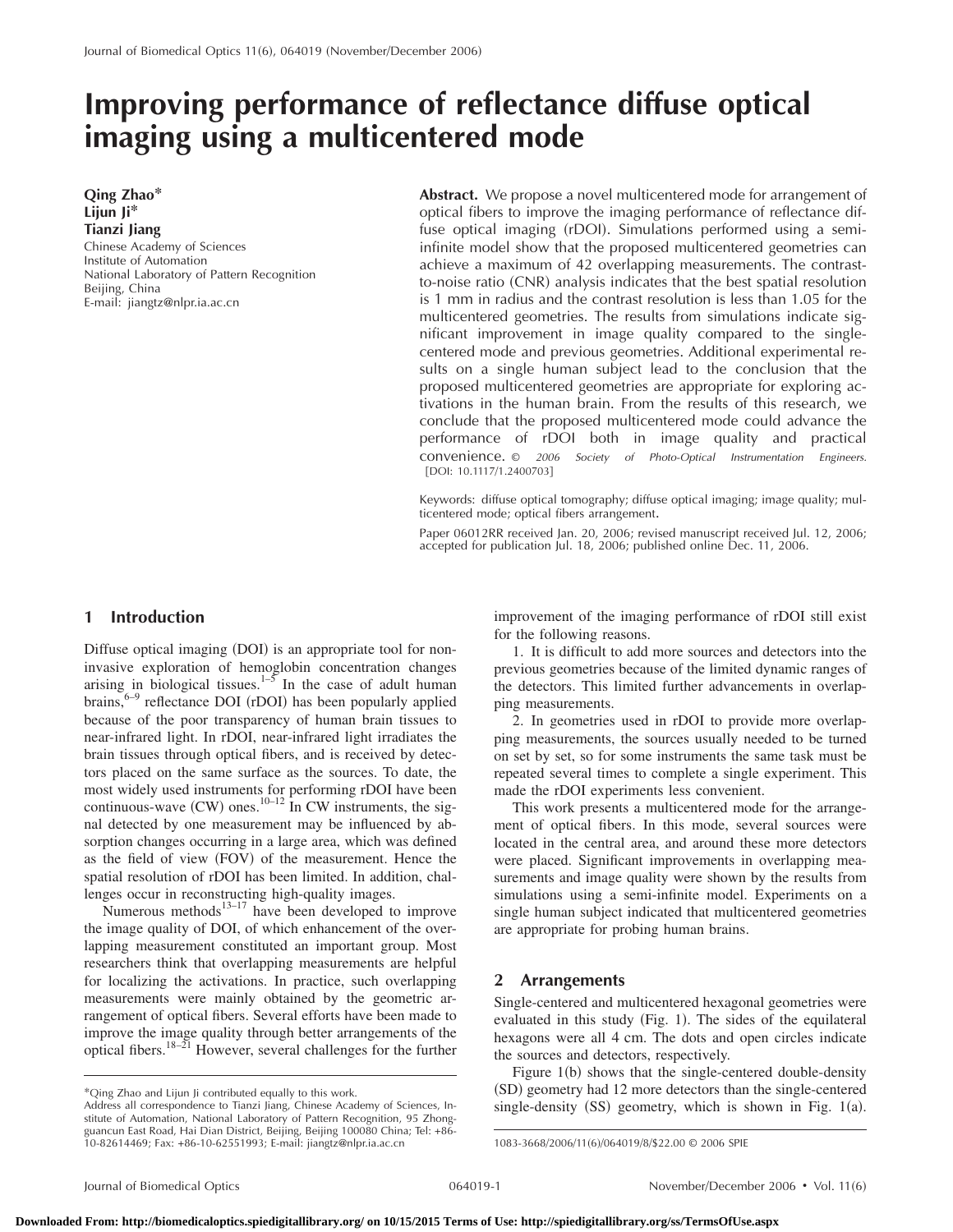# Improving performance of reflectance diffuse optical imaging using a multicentered mode

**Qing Zhao***
**Lijun Ji***
**Tianzi Jiang**
Chinese Academy of Sciences
Institute of Automation
National Laboratory of Pattern Recognition
Beijing, China
E-mail: jiangtz@nlpr.ia.ac.cn

**Abstract.** We propose a novel multicentered mode for arrangement of optical fibers to improve the imaging performance of reflectance diffuse optical imaging (rDOI). Simulations performed using a semi-infinite model show that the proposed multicentered geometries can achieve a maximum of 42 overlapping measurements. The contrast-to-noise ratio (CNR) analysis indicates that the best spatial resolution is 1 mm in radius and the contrast resolution is less than 1.05 for the multicentered geometries. The results from simulations indicate significant improvement in image quality compared to the single-centered mode and previous geometries. Additional experimental results on a single human subject lead to the conclusion that the proposed multicentered geometries are appropriate for exploring activations in the human brain. From the results of this research, we conclude that the proposed multicentered mode could advance the performance of rDOI both in image quality and practical convenience. © *2006 Society of Photo-Optical Instrumentation Engineers.* [DOI: 10.1117/1.2400703]

Keywords: diffuse optical tomography; diffuse optical imaging; image quality; multicentered mode; optical fibers arrangement.

Paper 06012RR received Jan. 20, 2006; revised manuscript received Jul. 12, 2006; accepted for publication Jul. 18, 2006; published online Dec. 11, 2006.

## 1 Introduction

Diffuse optical imaging (DOI) is an appropriate tool for noninvasive exploration of hemoglobin concentration changes arising in biological tissues.[1–5] In the case of adult human brains,[6–9] reflectance DOI (rDOI) has been popularly applied because of the poor transparency of human brain tissues to near-infrared light. In rDOI, near-infrared light irradiates the brain tissues through optical fibers, and is received by detectors placed on the same surface as the sources. To date, the most widely used instruments for performing rDOI have been continuous-wave (CW) ones.[10–12] In CW instruments, the signal detected by one measurement may be influenced by absorption changes occurring in a large area, which was defined as the field of view (FOV) of the measurement. Hence the spatial resolution of rDOI has been limited. In addition, challenges occur in reconstructing high-quality images.

Numerous methods[13–17] have been developed to improve the image quality of DOI, of which enhancement of the overlapping measurement constituted an important group. Most researchers think that overlapping measurements are helpful for localizing the activations. In practice, such overlapping measurements were mainly obtained by the geometric arrangement of optical fibers. Several efforts have been made to improve the image quality through better arrangements of the optical fibers.[18–21] However, several challenges for the further improvement of the imaging performance of rDOI still exist for the following reasons.

1. It is difficult to add more sources and detectors into the previous geometries because of the limited dynamic ranges of the detectors. This limited further advancements in overlapping measurements.

2. In geometries used in rDOI to provide more overlapping measurements, the sources usually needed to be turned on set by set, so for some instruments the same task must be repeated several times to complete a single experiment. This made the rDOI experiments less convenient.

This work presents a multicentered mode for the arrangement of optical fibers. In this mode, several sources were located in the central area, and around these more detectors were placed. Significant improvements in overlapping measurements and image quality were shown by the results from simulations using a semi-infinite model. Experiments on a single human subject indicated that multicentered geometries are appropriate for probing human brains.

## 2 Arrangements

Single-centered and multicentered hexagonal geometries were evaluated in this study (Fig. 1). The sides of the equilateral hexagons were all 4 cm. The dots and open circles indicate the sources and detectors, respectively.

Figure 1(b) shows that the single-centered double-density (SD) geometry had 12 more detectors than the single-centered single-density (SS) geometry, which is shown in Fig. 1(a).

*Qing Zhao and Lijun Ji contributed equally to this work.
Address all correspondence to Tianzi Jiang, Chinese Academy of Sciences, Institute of Automation, National Laboratory of Pattern Recognition, 95 Zhongguancun East Road, Hai Dian District, Beijing, Beijing 100080 China; Tel: +86-10-82614469; Fax: +86-10-62551993; E-mail: jiangtz@nlpr.ia.ac.cn

1083-3668/2006/11(6)/064019/8/$22.00 © 2006 SPIE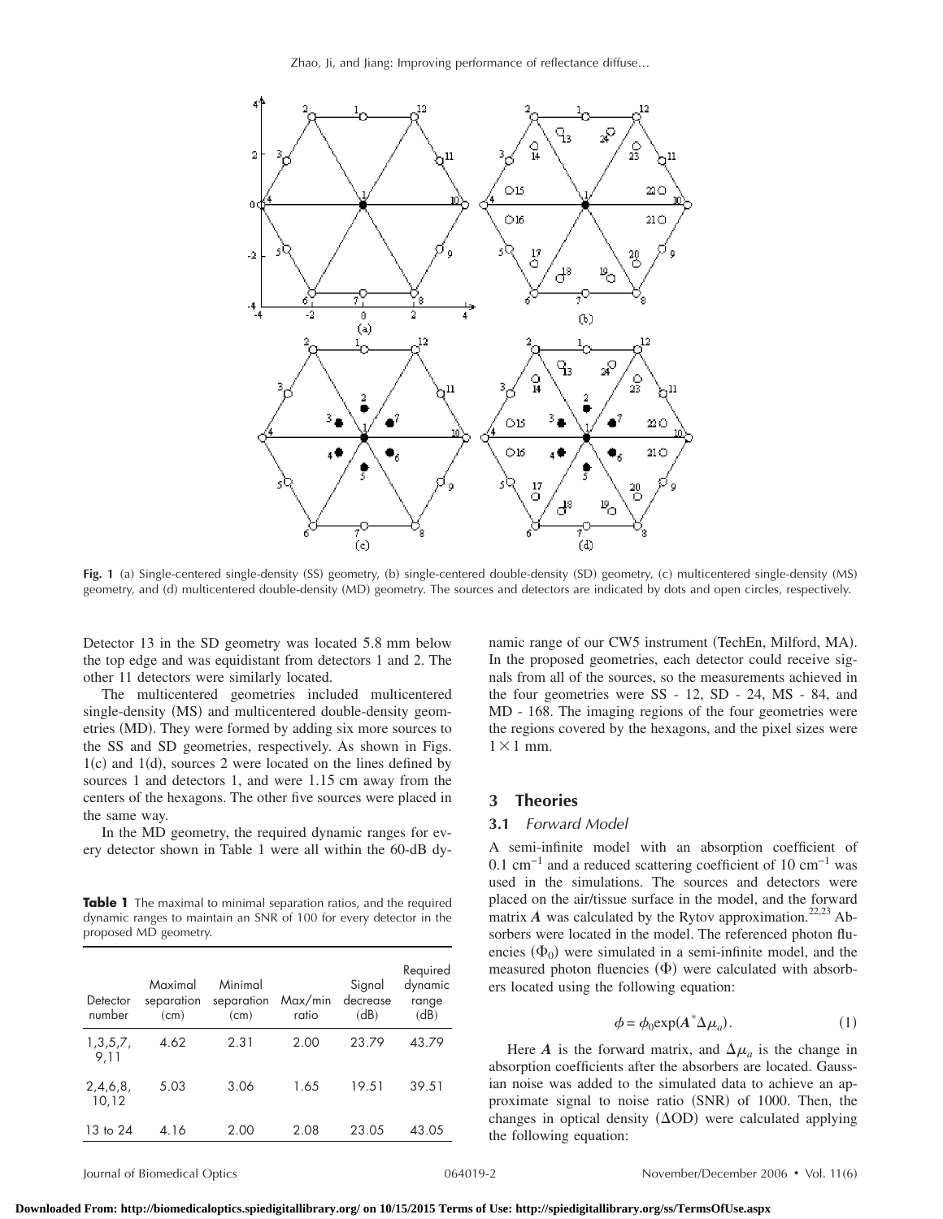Fig. 1 (a) Single-centered single-density (SS) geometry, (b) single-centered double-density (SD) geometry, (c) multicentered single-density (MS) geometry, and (d) multicentered double-density (MD) geometry. The sources and detectors are indicated by dots and open circles, respectively.

Detector 13 in the SD geometry was located 5.8 mm below the top edge and was equidistant from detectors 1 and 2. The other 11 detectors were similarly located.

The multicentered geometries included multicentered single-density (MS) and multicentered double-density geometries (MD). They were formed by adding six more sources to the SS and SD geometries, respectively. As shown in Figs. 1(c) and 1(d), sources 2 were located on the lines defined by sources 1 and detectors 1, and were 1.15 cm away from the centers of the hexagons. The other five sources were placed in the same way.

In the MD geometry, the required dynamic ranges for every detector shown in Table 1 were all within the 60-dB dynamic range of our CW5 instrument (TechEn, Milford, MA). In the proposed geometries, each detector could receive signals from all of the sources, so the measurements achieved in the four geometries were SS - 12, SD - 24, MS - 84, and MD - 168. The imaging regions of the four geometries were the regions covered by the hexagons, and the pixel sizes were $1 \times 1$ mm.

**Table 1** The maximal to minimal separation ratios, and the required dynamic ranges to maintain an SNR of 100 for every detector in the proposed MD geometry.

| Detector number | Maximal separation (cm) | Minimal separation (cm) | Max/min ratio | Signal decrease (dB) | Required dynamic range (dB) |
|---|---|---|---|---|---|
| 1,3,5,7, 9,11 | 4.62 | 2.31 | 2.00 | 23.79 | 43.79 |
| 2,4,6,8, 10,12 | 5.03 | 3.06 | 1.65 | 19.51 | 39.51 |
| 13 to 24 | 4.16 | 2.00 | 2.08 | 23.05 | 43.05 |

## 3 Theories

### 3.1 Forward Model

A semi-infinite model with an absorption coefficient of $0.1 \text{ cm}^{-1}$ and a reduced scattering coefficient of $10 \text{ cm}^{-1}$ was used in the simulations. The sources and detectors were placed on the air/tissue surface in the model, and the forward matrix $\boldsymbol{A}$ was calculated by the Rytov approximation.[22,23] Absorbers were located in the model. The referenced photon fluencies $(\Phi_0)$ were simulated in a semi-infinite model, and the measured photon fluencies $(\Phi)$ were calculated with absorbers located using the following equation:

$$\phi = \phi_0 \exp(\boldsymbol{A}^* \Delta\mu_a). \tag{1}$$

Here $\boldsymbol{A}$ is the forward matrix, and $\Delta\mu_a$ is the change in absorption coefficients after the absorbers are located. Gaussian noise was added to the simulated data to achieve an approximate signal to noise ratio (SNR) of 1000. Then, the changes in optical density $(\Delta\text{OD})$ were calculated applying the following equation: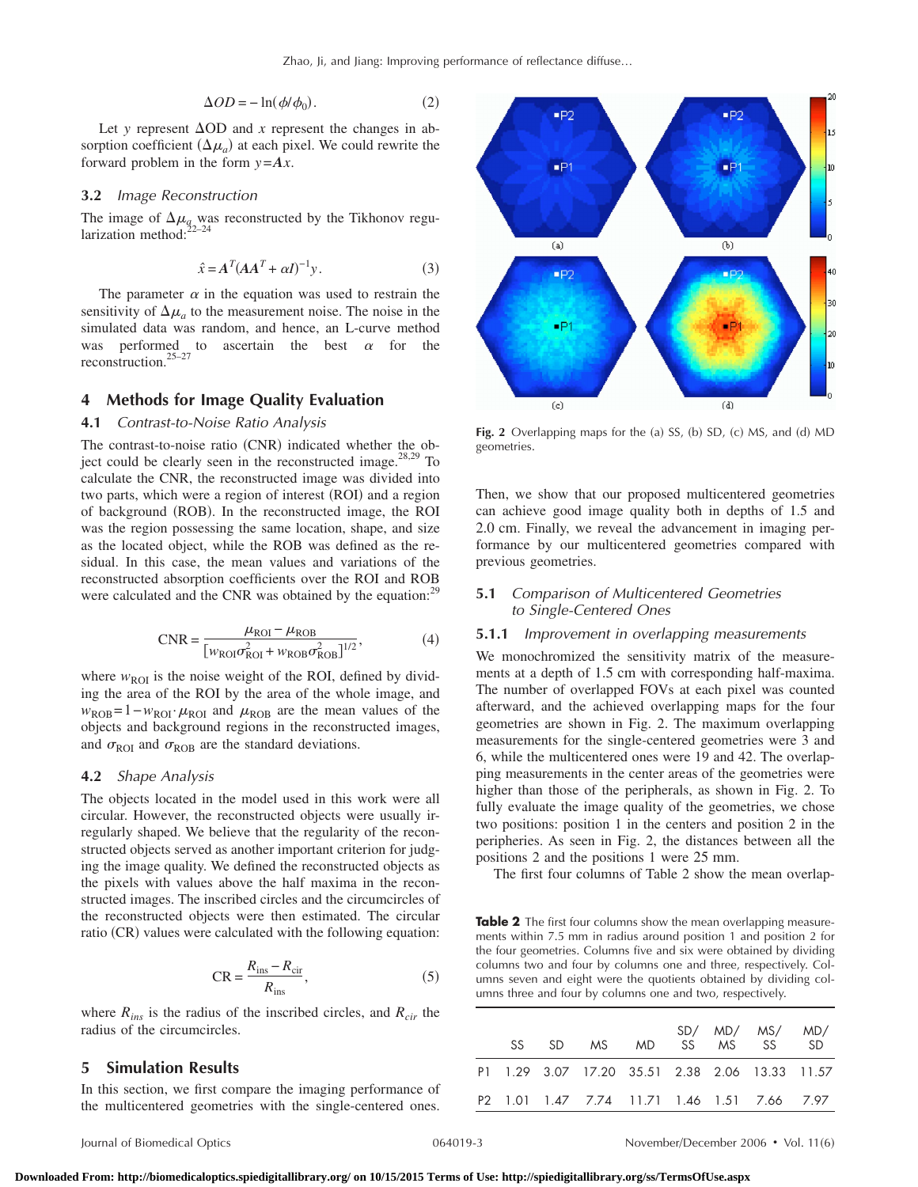$$\Delta OD = -\ln(\phi/\phi_0). \quad (2)$$

Let $y$ represent $\Delta$OD and $x$ represent the changes in absorption coefficient ($\Delta\mu_a$) at each pixel. We could rewrite the forward problem in the form $y = \boldsymbol{A}x$.

### 3.2 *Image Reconstruction*

The image of $\Delta\mu_a$ was reconstructed by the Tikhonov regularization method:[22–24]

$$\hat{x} = \boldsymbol{A}^T(\boldsymbol{A}\boldsymbol{A}^T + \alpha I)^{-1}y. \quad (3)$$

The parameter $\alpha$ in the equation was used to restrain the sensitivity of $\Delta\mu_a$ to the measurement noise. The noise in the simulated data was random, and hence, an L-curve method was performed to ascertain the best $\alpha$ for the reconstruction.[25–27]

## 4 Methods for Image Quality Evaluation

### 4.1 *Contrast-to-Noise Ratio Analysis*

The contrast-to-noise ratio (CNR) indicated whether the object could be clearly seen in the reconstructed image.[28,29] To calculate the CNR, the reconstructed image was divided into two parts, which were a region of interest (ROI) and a region of background (ROB). In the reconstructed image, the ROI was the region possessing the same location, shape, and size as the located object, while the ROB was defined as the residual. In this case, the mean values and variations of the reconstructed absorption coefficients over the ROI and ROB were calculated and the CNR was obtained by the equation:[29]

$$\text{CNR} = \frac{\mu_{\text{ROI}} - \mu_{\text{ROB}}}{[w_{\text{ROI}}\sigma_{\text{ROI}}^2 + w_{\text{ROB}}\sigma_{\text{ROB}}^2]^{1/2}}, \quad (4)$$

where $w_{\text{ROI}}$ is the noise weight of the ROI, defined by dividing the area of the ROI by the area of the whole image, and $w_{\text{ROB}} = 1 - w_{\text{ROI}}$. $\mu_{\text{ROI}}$ and $\mu_{\text{ROB}}$ are the mean values of the objects and background regions in the reconstructed images, and $\sigma_{\text{ROI}}$ and $\sigma_{\text{ROB}}$ are the standard deviations.

### 4.2 *Shape Analysis*

The objects located in the model used in this work were all circular. However, the reconstructed objects were usually irregularly shaped. We believe that the regularity of the reconstructed objects served as another important criterion for judging the image quality. We defined the reconstructed objects as the pixels with values above the half maxima in the reconstructed images. The inscribed circles and the circumcircles of the reconstructed objects were then estimated. The circular ratio (CR) values were calculated with the following equation:

$$\text{CR} = \frac{R_{\text{ins}} - R_{\text{cir}}}{R_{\text{ins}}}, \quad (5)$$

where $R_{ins}$ is the radius of the inscribed circles, and $R_{cir}$ the radius of the circumcircles.

## 5 Simulation Results

In this section, we first compare the imaging performance of the multicentered geometries with the single-centered ones. Then, we show that our proposed multicentered geometries can achieve good image quality both in depths of 1.5 and 2.0 cm. Finally, we reveal the advancement in imaging performance by our multicentered geometries compared with previous geometries.

**Fig. 2** Overlapping maps for the (a) SS, (b) SD, (c) MS, and (d) MD geometries.

### 5.1 *Comparison of Multicentered Geometries to Single-Centered Ones*

#### 5.1.1 *Improvement in overlapping measurements*

We monochromized the sensitivity matrix of the measurements at a depth of 1.5 cm with corresponding half-maxima. The number of overlapped FOVs at each pixel was counted afterward, and the achieved overlapping maps for the four geometries are shown in Fig. 2. The maximum overlapping measurements for the single-centered geometries were 3 and 6, while the multicentered ones were 19 and 42. The overlapping measurements in the center areas of the geometries were higher than those of the peripherals, as shown in Fig. 2. To fully evaluate the image quality of the geometries, we chose two positions: position 1 in the centers and position 2 in the peripheries. As seen in Fig. 2, the distances between all the positions 2 and the positions 1 were 25 mm.

The first four columns of Table 2 show the mean overlap-

**Table 2** The first four columns show the mean overlapping measurements within 7.5 mm in radius around position 1 and position 2 for the four geometries. Columns five and six were obtained by dividing columns two and four by columns one and three, respectively. Columns seven and eight were the quotients obtained by dividing columns three and four by columns one and two, respectively.

| | SS | SD | MS | MD | SD/SS | MD/MS | MS/SS | MD/SD |
|---|---|---|---|---|---|---|---|---|
| P1 | 1.29 | 3.07 | 17.20 | 35.51 | 2.38 | 2.06 | 13.33 | 11.57 |
| P2 | 1.01 | 1.47 | 7.74 | 11.71 | 1.46 | 1.51 | 7.66 | 7.97 |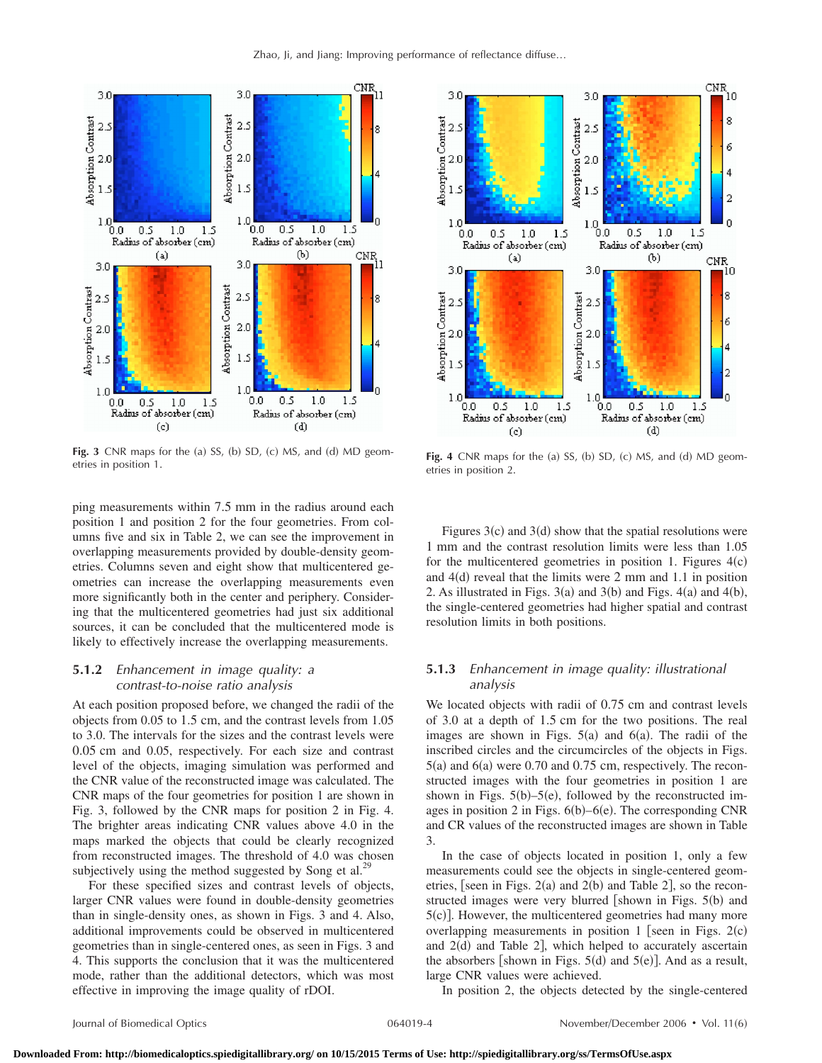Fig. 3 CNR maps for the (a) SS, (b) SD, (c) MS, and (d) MD geometries in position 1.

Fig. 4 CNR maps for the (a) SS, (b) SD, (c) MS, and (d) MD geometries in position 2.

ping measurements within 7.5 mm in the radius around each position 1 and position 2 for the four geometries. From columns five and six in Table 2, we can see the improvement in overlapping measurements provided by double-density geometries. Columns seven and eight show that multicentered geometries can increase the overlapping measurements even more significantly both in the center and periphery. Considering that the multicentered geometries had just six additional sources, it can be concluded that the multicentered mode is likely to effectively increase the overlapping measurements.

### 5.1.2 *Enhancement in image quality: a contrast-to-noise ratio analysis*

At each position proposed before, we changed the radii of the objects from 0.05 to 1.5 cm, and the contrast levels from 1.05 to 3.0. The intervals for the sizes and the contrast levels were 0.05 cm and 0.05, respectively. For each size and contrast level of the objects, imaging simulation was performed and the CNR value of the reconstructed image was calculated. The CNR maps of the four geometries for position 1 are shown in Fig. 3, followed by the CNR maps for position 2 in Fig. 4. The brighter areas indicating CNR values above 4.0 in the maps marked the objects that could be clearly recognized from reconstructed images. The threshold of 4.0 was chosen subjectively using the method suggested by Song et al.[29]

For these specified sizes and contrast levels of objects, larger CNR values were found in double-density geometries than in single-density ones, as shown in Figs. 3 and 4. Also, additional improvements could be observed in multicentered geometries than in single-centered ones, as seen in Figs. 3 and 4. This supports the conclusion that it was the multicentered mode, rather than the additional detectors, which was most effective in improving the image quality of rDOI.

Figures 3(c) and 3(d) show that the spatial resolutions were 1 mm and the contrast resolution limits were less than 1.05 for the multicentered geometries in position 1. Figures 4(c) and 4(d) reveal that the limits were 2 mm and 1.1 in position 2. As illustrated in Figs. 3(a) and 3(b) and Figs. 4(a) and 4(b), the single-centered geometries had higher spatial and contrast resolution limits in both positions.

### 5.1.3 *Enhancement in image quality: illustrational analysis*

We located objects with radii of 0.75 cm and contrast levels of 3.0 at a depth of 1.5 cm for the two positions. The real images are shown in Figs. 5(a) and 6(a). The radii of the inscribed circles and the circumcircles of the objects in Figs. 5(a) and 6(a) were 0.70 and 0.75 cm, respectively. The reconstructed images with the four geometries in position 1 are shown in Figs. 5(b)–5(e), followed by the reconstructed images in position 2 in Figs. 6(b)–6(e). The corresponding CNR and CR values of the reconstructed images are shown in Table 3.

In the case of objects located in position 1, only a few measurements could see the objects in single-centered geometries, [seen in Figs. 2(a) and 2(b) and Table 2], so the reconstructed images were very blurred [shown in Figs. 5(b) and 5(c)]. However, the multicentered geometries had many more overlapping measurements in position 1 [seen in Figs. 2(c) and 2(d) and Table 2], which helped to accurately ascertain the absorbers [shown in Figs. 5(d) and 5(e)]. And as a result, large CNR values were achieved.

In position 2, the objects detected by the single-centered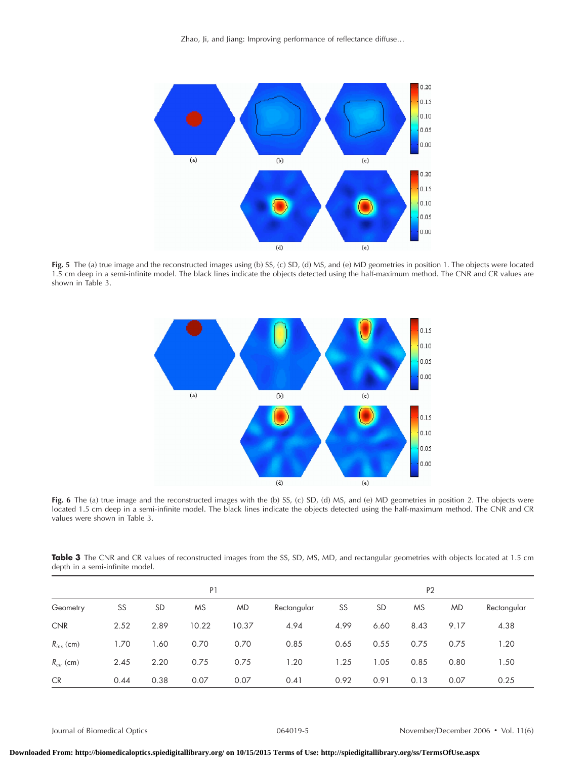**Fig. 5** The (a) true image and the reconstructed images using (b) SS, (c) SD, (d) MS, and (e) MD geometries in position 1. The objects were located 1.5 cm deep in a semi-infinite model. The black lines indicate the objects detected using the half-maximum method. The CNR and CR values are shown in Table 3.

**Fig. 6** The (a) true image and the reconstructed images with the (b) SS, (c) SD, (d) MS, and (e) MD geometries in position 2. The objects were located 1.5 cm deep in a semi-infinite model. The black lines indicate the objects detected using the half-maximum method. The CNR and CR values were shown in Table 3.

**Table 3** The CNR and CR values of reconstructed images from the SS, SD, MS, MD, and rectangular geometries with objects located at 1.5 cm depth in a semi-infinite model.

| | P1 | | | | | P2 | | | | |
|---|---|---|---|---|---|---|---|---|---|---|
| Geometry | SS | SD | MS | MD | Rectangular | SS | SD | MS | MD | Rectangular |
| CNR | 2.52 | 2.89 | 10.22 | 10.37 | 4.94 | 4.99 | 6.60 | 8.43 | 9.17 | 4.38 |
| $R_{ins}$ (cm) | 1.70 | 1.60 | 0.70 | 0.70 | 0.85 | 0.65 | 0.55 | 0.75 | 0.75 | 1.20 |
| $R_{cir}$ (cm) | 2.45 | 2.20 | 0.75 | 0.75 | 1.20 | 1.25 | 1.05 | 0.85 | 0.80 | 1.50 |
| CR | 0.44 | 0.38 | 0.07 | 0.07 | 0.41 | 0.92 | 0.91 | 0.13 | 0.07 | 0.25 |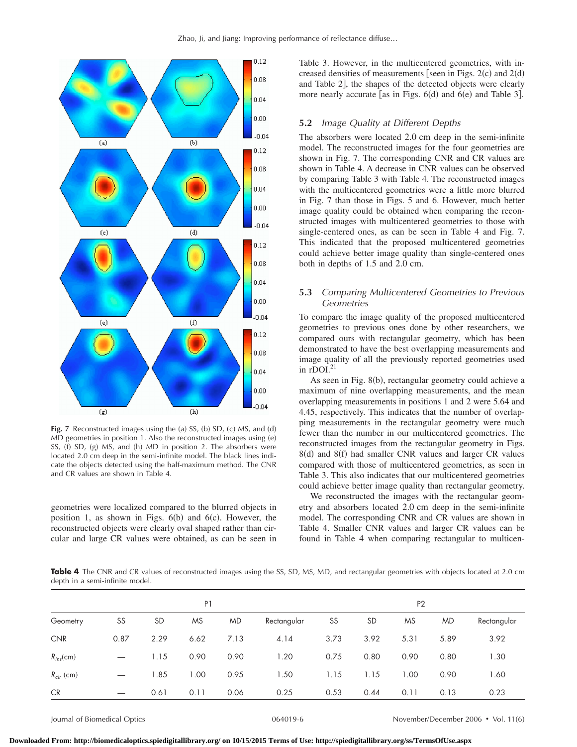Fig. 7 Reconstructed images using the (a) SS, (b) SD, (c) MS, and (d) MD geometries in position 1. Also the reconstructed images using (e) SS, (f) SD, (g) MS, and (h) MD in position 2. The absorbers were located 2.0 cm deep in the semi-infinite model. The black lines indicate the objects detected using the half-maximum method. The CNR and CR values are shown in Table 4.

geometries were localized compared to the blurred objects in position 1, as shown in Figs. 6(b) and 6(c). However, the reconstructed objects were clearly oval shaped rather than circular and large CR values were obtained, as can be seen in Table 3. However, in the multicentered geometries, with increased densities of measurements [seen in Figs. 2(c) and 2(d) and Table 2], the shapes of the detected objects were clearly more nearly accurate [as in Figs. 6(d) and 6(e) and Table 3].

### 5.2 *Image Quality at Different Depths*

The absorbers were located 2.0 cm deep in the semi-infinite model. The reconstructed images for the four geometries are shown in Fig. 7. The corresponding CNR and CR values are shown in Table 4. A decrease in CNR values can be observed by comparing Table 3 with Table 4. The reconstructed images with the multicentered geometries were a little more blurred in Fig. 7 than those in Figs. 5 and 6. However, much better image quality could be obtained when comparing the reconstructed images with multicentered geometries to those with single-centered ones, as can be seen in Table 4 and Fig. 7. This indicated that the proposed multicentered geometries could achieve better image quality than single-centered ones both in depths of 1.5 and 2.0 cm.

### 5.3 *Comparing Multicentered Geometries to Previous Geometries*

To compare the image quality of the proposed multicentered geometries to previous ones done by other researchers, we compared ours with rectangular geometry, which has been demonstrated to have the best overlapping measurements and image quality of all the previously reported geometries used in rDOI.[21]

As seen in Fig. 8(b), rectangular geometry could achieve a maximum of nine overlapping measurements, and the mean overlapping measurements in positions 1 and 2 were 5.64 and 4.45, respectively. This indicates that the number of overlapping measurements in the rectangular geometry were much fewer than the number in our multicentered geometries. The reconstructed images from the rectangular geometry in Figs. 8(d) and 8(f) had smaller CNR values and larger CR values compared with those of multicentered geometries, as seen in Table 3. This also indicates that our multicentered geometries could achieve better image quality than rectangular geometry.

We reconstructed the images with the rectangular geometry and absorbers located 2.0 cm deep in the semi-infinite model. The corresponding CNR and CR values are shown in Table 4. Smaller CNR values and larger CR values can be found in Table 4 when comparing rectangular to multicen-

**Table 4** The CNR and CR values of reconstructed images using the SS, SD, MS, MD, and rectangular geometries with objects located at 2.0 cm depth in a semi-infinite model.

| | P1 | | | | | P2 | | | | |
|---|---|---|---|---|---|---|---|---|---|---|
| Geometry | SS | SD | MS | MD | Rectangular | SS | SD | MS | MD | Rectangular |
| CNR | 0.87 | 2.29 | 6.62 | 7.13 | 4.14 | 3.73 | 3.92 | 5.31 | 5.89 | 3.92 |
| $R_{ins}$(cm) | — | 1.15 | 0.90 | 0.90 | 1.20 | 0.75 | 0.80 | 0.90 | 0.80 | 1.30 |
| $R_{cir}$ (cm) | — | 1.85 | 1.00 | 0.95 | 1.50 | 1.15 | 1.15 | 1.00 | 0.90 | 1.60 |
| CR | — | 0.61 | 0.11 | 0.06 | 0.25 | 0.53 | 0.44 | 0.11 | 0.13 | 0.23 |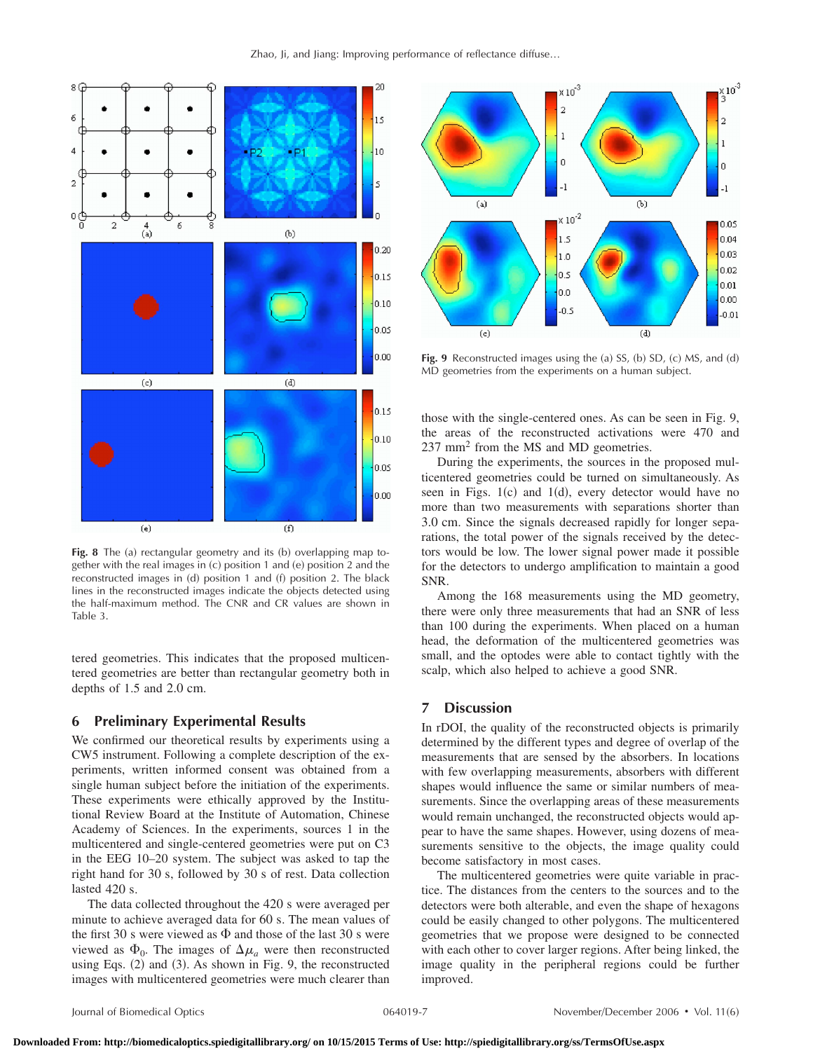**Fig. 8** The (a) rectangular geometry and its (b) overlapping map together with the real images in (c) position 1 and (e) position 2 and the reconstructed images in (d) position 1 and (f) position 2. The black lines in the reconstructed images indicate the objects detected using the half-maximum method. The CNR and CR values are shown in Table 3.

tered geometries. This indicates that the proposed multicentered geometries are better than rectangular geometry both in depths of 1.5 and 2.0 cm.

## 6 Preliminary Experimental Results

We confirmed our theoretical results by experiments using a CW5 instrument. Following a complete description of the experiments, written informed consent was obtained from a single human subject before the initiation of the experiments. These experiments were ethically approved by the Institutional Review Board at the Institute of Automation, Chinese Academy of Sciences. In the experiments, sources 1 in the multicentered and single-centered geometries were put on C3 in the EEG 10–20 system. The subject was asked to tap the right hand for 30 s, followed by 30 s of rest. Data collection lasted 420 s.

The data collected throughout the 420 s were averaged per minute to achieve averaged data for 60 s. The mean values of the first 30 s were viewed as $\Phi$ and those of the last 30 s were viewed as $\Phi_0$. The images of $\Delta\mu_a$ were then reconstructed using Eqs. (2) and (3). As shown in Fig. 9, the reconstructed images with multicentered geometries were much clearer than those with the single-centered ones. As can be seen in Fig. 9, the areas of the reconstructed activations were 470 and 237 mm$^2$ from the MS and MD geometries.

**Fig. 9** Reconstructed images using the (a) SS, (b) SD, (c) MS, and (d) MD geometries from the experiments on a human subject.

During the experiments, the sources in the proposed multicentered geometries could be turned on simultaneously. As seen in Figs. 1(c) and 1(d), every detector would have no more than two measurements with separations shorter than 3.0 cm. Since the signals decreased rapidly for longer separations, the total power of the signals received by the detectors would be low. The lower signal power made it possible for the detectors to undergo amplification to maintain a good SNR.

Among the 168 measurements using the MD geometry, there were only three measurements that had an SNR of less than 100 during the experiments. When placed on a human head, the deformation of the multicentered geometries was small, and the optodes were able to contact tightly with the scalp, which also helped to achieve a good SNR.

## 7 Discussion

In rDOI, the quality of the reconstructed objects is primarily determined by the different types and degree of overlap of the measurements that are sensed by the absorbers. In locations with few overlapping measurements, absorbers with different shapes would influence the same or similar numbers of measurements. Since the overlapping areas of these measurements would remain unchanged, the reconstructed objects would appear to have the same shapes. However, using dozens of measurements sensitive to the objects, the image quality could become satisfactory in most cases.

The multicentered geometries were quite variable in practice. The distances from the centers to the sources and to the detectors were both alterable, and even the shape of hexagons could be easily changed to other polygons. The multicentered geometries that we propose were designed to be connected with each other to cover larger regions. After being linked, the image quality in the peripheral regions could be further improved.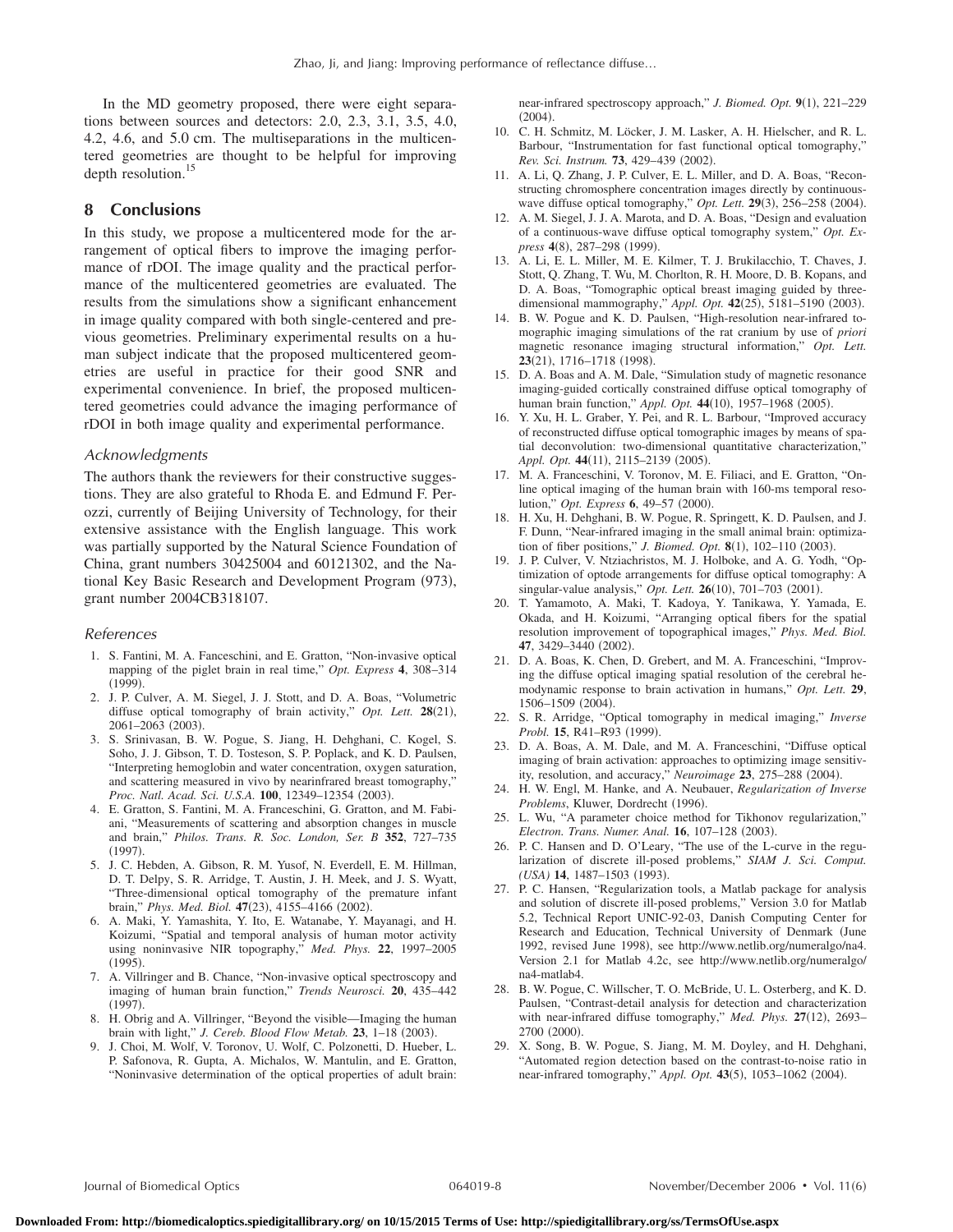In the MD geometry proposed, there were eight separations between sources and detectors: 2.0, 2.3, 3.1, 3.5, 4.0, 4.2, 4.6, and 5.0 cm. The multiseparations in the multicentered geometries are thought to be helpful for improving depth resolution.[15]

## 8 Conclusions

In this study, we propose a multicentered mode for the arrangement of optical fibers to improve the imaging performance of rDOI. The image quality and the practical performance of the multicentered geometries are evaluated. The results from the simulations show a significant enhancement in image quality compared with both single-centered and previous geometries. Preliminary experimental results on a human subject indicate that the proposed multicentered geometries are useful in practice for their good SNR and experimental convenience. In brief, the proposed multicentered geometries could advance the imaging performance of rDOI in both image quality and experimental performance.

### Acknowledgments

The authors thank the reviewers for their constructive suggestions. They are also grateful to Rhoda E. and Edmund F. Perozzi, currently of Beijing University of Technology, for their extensive assistance with the English language. This work was partially supported by the Natural Science Foundation of China, grant numbers 30425004 and 60121302, and the National Key Basic Research and Development Program (973), grant number 2004CB318107.

### References

1. S. Fantini, M. A. Fanceschini, and E. Gratton, "Non-invasive optical mapping of the piglet brain in real time," *Opt. Express* **4**, 308–314 (1999).
2. J. P. Culver, A. M. Siegel, J. J. Stott, and D. A. Boas, "Volumetric diffuse optical tomography of brain activity," *Opt. Lett.* **28**(21), 2061–2063 (2003).
3. S. Srinivasan, B. W. Pogue, S. Jiang, H. Dehghani, C. Kogel, S. Soho, J. J. Gibson, T. D. Tosteson, S. P. Poplack, and K. D. Paulsen, "Interpreting hemoglobin and water concentration, oxygen saturation, and scattering measured in vivo by nearinfrared breast tomography," *Proc. Natl. Acad. Sci. U.S.A.* **100**, 12349–12354 (2003).
4. E. Gratton, S. Fantini, M. A. Franceschini, G. Gratton, and M. Fabiani, "Measurements of scattering and absorption changes in muscle and brain," *Philos. Trans. R. Soc. London, Ser. B* **352**, 727–735 (1997).
5. J. C. Hebden, A. Gibson, R. M. Yusof, N. Everdell, E. M. Hillman, D. T. Delpy, S. R. Arridge, T. Austin, J. H. Meek, and J. S. Wyatt, "Three-dimensional optical tomography of the premature infant brain," *Phys. Med. Biol.* **47**(23), 4155–4166 (2002).
6. A. Maki, Y. Yamashita, Y. Ito, E. Watanabe, Y. Mayanagi, and H. Koizumi, "Spatial and temporal analysis of human motor activity using noninvasive NIR topography," *Med. Phys.* **22**, 1997–2005 (1995).
7. A. Villringer and B. Chance, "Non-invasive optical spectroscopy and imaging of human brain function," *Trends Neurosci.* **20**, 435–442 (1997).
8. H. Obrig and A. Villringer, "Beyond the visible—Imaging the human brain with light," *J. Cereb. Blood Flow Metab.* **23**, 1–18 (2003).
9. J. Choi, M. Wolf, V. Toronov, U. Wolf, C. Polzonetti, D. Hueber, L. P. Safonova, R. Gupta, A. Michalos, W. Mantulin, and E. Gratton, "Noninvasive determination of the optical properties of adult brain: near-infrared spectroscopy approach," *J. Biomed. Opt.* **9**(1), 221–229 (2004).
10. C. H. Schmitz, M. Löcker, J. M. Lasker, A. H. Hielscher, and R. L. Barbour, "Instrumentation for fast functional optical tomography," *Rev. Sci. Instrum.* **73**, 429–439 (2002).
11. A. Li, Q. Zhang, J. P. Culver, E. L. Miller, and D. A. Boas, "Reconstructing chromosphere concentration images directly by continuous-wave diffuse optical tomography," *Opt. Lett.* **29**(3), 256–258 (2004).
12. A. M. Siegel, J. J. A. Marota, and D. A. Boas, "Design and evaluation of a continuous-wave diffuse optical tomography system," *Opt. Express* **4**(8), 287–298 (1999).
13. A. Li, E. L. Miller, M. E. Kilmer, T. J. Brukilacchio, T. Chaves, J. Stott, Q. Zhang, T. Wu, M. Chorlton, R. H. Moore, D. B. Kopans, and D. A. Boas, "Tomographic optical breast imaging guided by three-dimensional mammography," *Appl. Opt.* **42**(25), 5181–5190 (2003).
14. B. W. Pogue and K. D. Paulsen, "High-resolution near-infrared tomographic imaging simulations of the rat cranium by use of *priori* magnetic resonance imaging structural information," *Opt. Lett.* **23**(21), 1716–1718 (1998).
15. D. A. Boas and A. M. Dale, "Simulation study of magnetic resonance imaging-guided cortically constrained diffuse optical tomography of human brain function," *Appl. Opt.* **44**(10), 1957–1968 (2005).
16. Y. Xu, H. L. Graber, Y. Pei, and R. L. Barbour, "Improved accuracy of reconstructed diffuse optical tomographic images by means of spatial deconvolution: two-dimensional quantitative characterization," *Appl. Opt.* **44**(11), 2115–2139 (2005).
17. M. A. Franceschini, V. Toronov, M. E. Filiaci, and E. Gratton, "On-line optical imaging of the human brain with 160-ms temporal resolution," *Opt. Express* **6**, 49–57 (2000).
18. H. Xu, H. Dehghani, B. W. Pogue, R. Springett, K. D. Paulsen, and J. F. Dunn, "Near-infrared imaging in the small animal brain: optimization of fiber positions," *J. Biomed. Opt.* **8**(1), 102–110 (2003).
19. J. P. Culver, V. Ntziachristos, M. J. Holboke, and A. G. Yodh, "Optimization of optode arrangements for diffuse optical tomography: A singular-value analysis," *Opt. Lett.* **26**(10), 701–703 (2001).
20. T. Yamamoto, A. Maki, T. Kadoya, Y. Tanikawa, Y. Yamada, E. Okada, and H. Koizumi, "Arranging optical fibers for the spatial resolution improvement of topographical images," *Phys. Med. Biol.* **47**, 3429–3440 (2002).
21. D. A. Boas, K. Chen, D. Grebert, and M. A. Franceschini, "Improving the diffuse optical imaging spatial resolution of the cerebral hemodynamic response to brain activation in humans," *Opt. Lett.* **29**, 1506–1509 (2004).
22. S. R. Arridge, "Optical tomography in medical imaging," *Inverse Probl.* **15**, R41–R93 (1999).
23. D. A. Boas, A. M. Dale, and M. A. Franceschini, "Diffuse optical imaging of brain activation: approaches to optimizing image sensitivity, resolution, and accuracy," *Neuroimage* **23**, 275–288 (2004).
24. H. W. Engl, M. Hanke, and A. Neubauer, *Regularization of Inverse Problems*, Kluwer, Dordrecht (1996).
25. L. Wu, "A parameter choice method for Tikhonov regularization," *Electron. Trans. Numer. Anal.* **16**, 107–128 (2003).
26. P. C. Hansen and D. O'Leary, "The use of the L-curve in the regularization of discrete ill-posed problems," *SIAM J. Sci. Comput. (USA)* **14**, 1487–1503 (1993).
27. P. C. Hansen, "Regularization tools, a Matlab package for analysis and solution of discrete ill-posed problems," Version 3.0 for Matlab 5.2, Technical Report UNIC-92-03, Danish Computing Center for Research and Education, Technical University of Denmark (June 1992, revised June 1998), see http://www.netlib.org/numeralgo/na4. Version 2.1 for Matlab 4.2c, see http://www.netlib.org/numeralgo/na4-matlab4.
28. B. W. Pogue, C. Willscher, T. O. McBride, U. L. Osterberg, and K. D. Paulsen, "Contrast-detail analysis for detection and characterization with near-infrared diffuse tomography," *Med. Phys.* **27**(12), 2693–2700 (2000).
29. X. Song, B. W. Pogue, S. Jiang, M. M. Doyley, and H. Dehghani, "Automated region detection based on the contrast-to-noise ratio in near-infrared tomography," *Appl. Opt.* **43**(5), 1053–1062 (2004).